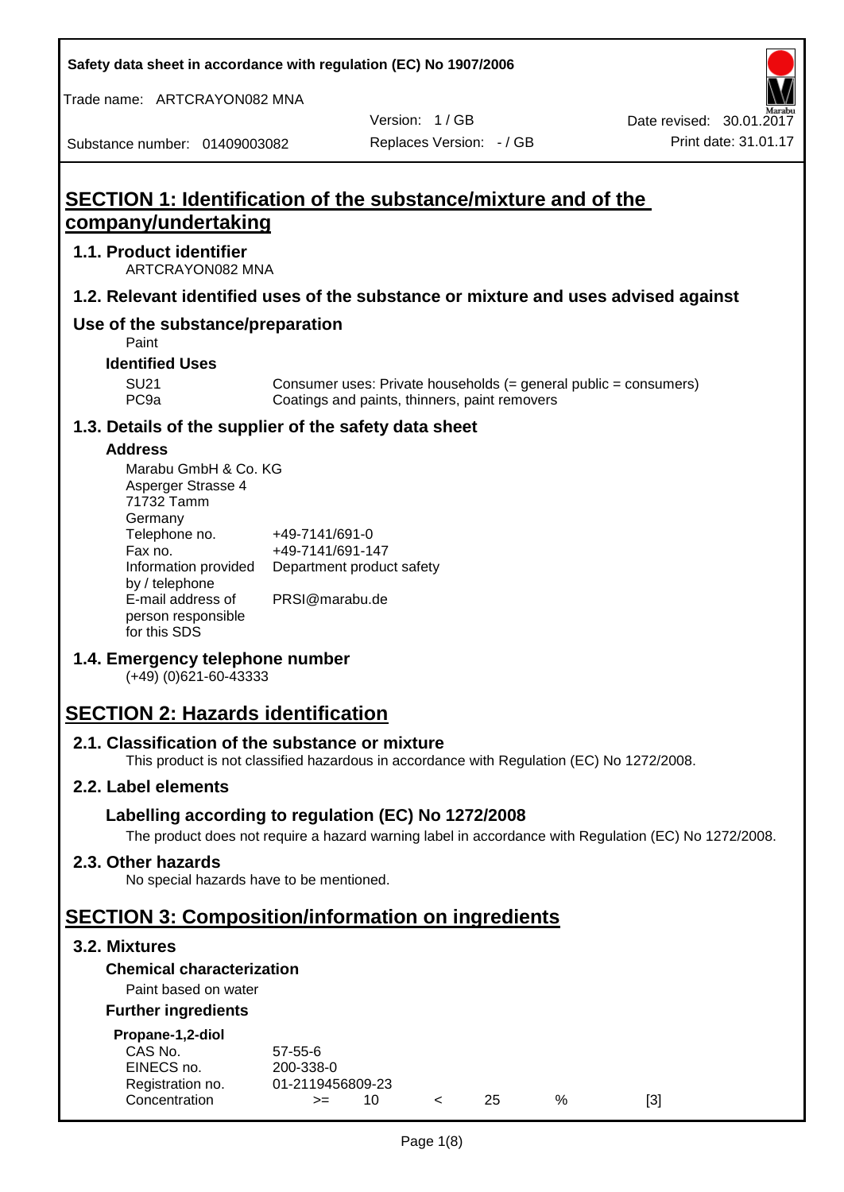Safety data sheet in accordance with regulation (EC) No 1907/2006

Trade name: ARTCRAYON082 MNA

Version: 1 / GB

Date revised: 30.01.2017

Substance number: 01409003082

Replaces Version: - / GB

Print date: 31.01.17

# SECTION 1: Identification of the substance/mixture and of the company/undertaking

## 1.1. Product identifier

ARTCRAYON082 MNA

## 1.2. Relevant identified uses of the substance or mixture and uses advised against

## Use of the substance/preparation

Paint

### Identified Uses

| | |
|---|---|
| SU21 | Consumer uses: Private households (= general public = consumers) |
| PC9a | Coatings and paints, thinners, paint removers |

## 1.3. Details of the supplier of the safety data sheet

### Address

Marabu GmbH & Co. KG
Asperger Strasse 4
71732 Tamm
Germany

| | |
|---|---|
| Telephone no. | +49-7141/691-0 |
| Fax no. | +49-7141/691-147 |
| Information provided by / telephone | Department product safety |
| E-mail address of person responsible for this SDS | PRSI@marabu.de |

## 1.4. Emergency telephone number

(+49) (0)621-60-43333

# SECTION 2: Hazards identification

## 2.1. Classification of the substance or mixture

This product is not classified hazardous in accordance with Regulation (EC) No 1272/2008.

## 2.2. Label elements

### Labelling according to regulation (EC) No 1272/2008

The product does not require a hazard warning label in accordance with Regulation (EC) No 1272/2008.

## 2.3. Other hazards

No special hazards have to be mentioned.

# SECTION 3: Composition/information on ingredients

## 3.2. Mixtures

### Chemical characterization

Paint based on water

### Further ingredients

**Propane-1,2-diol**

| | | | | | | |
|---|---|---|---|---|---|---|
| CAS No. | 57-55-6 | | | | | |
| EINECS no. | 200-338-0 | | | | | |
| Registration no. | 01-2119456809-23 | | | | | |
| Concentration | >= | 10 | < | 25 | % | [3] |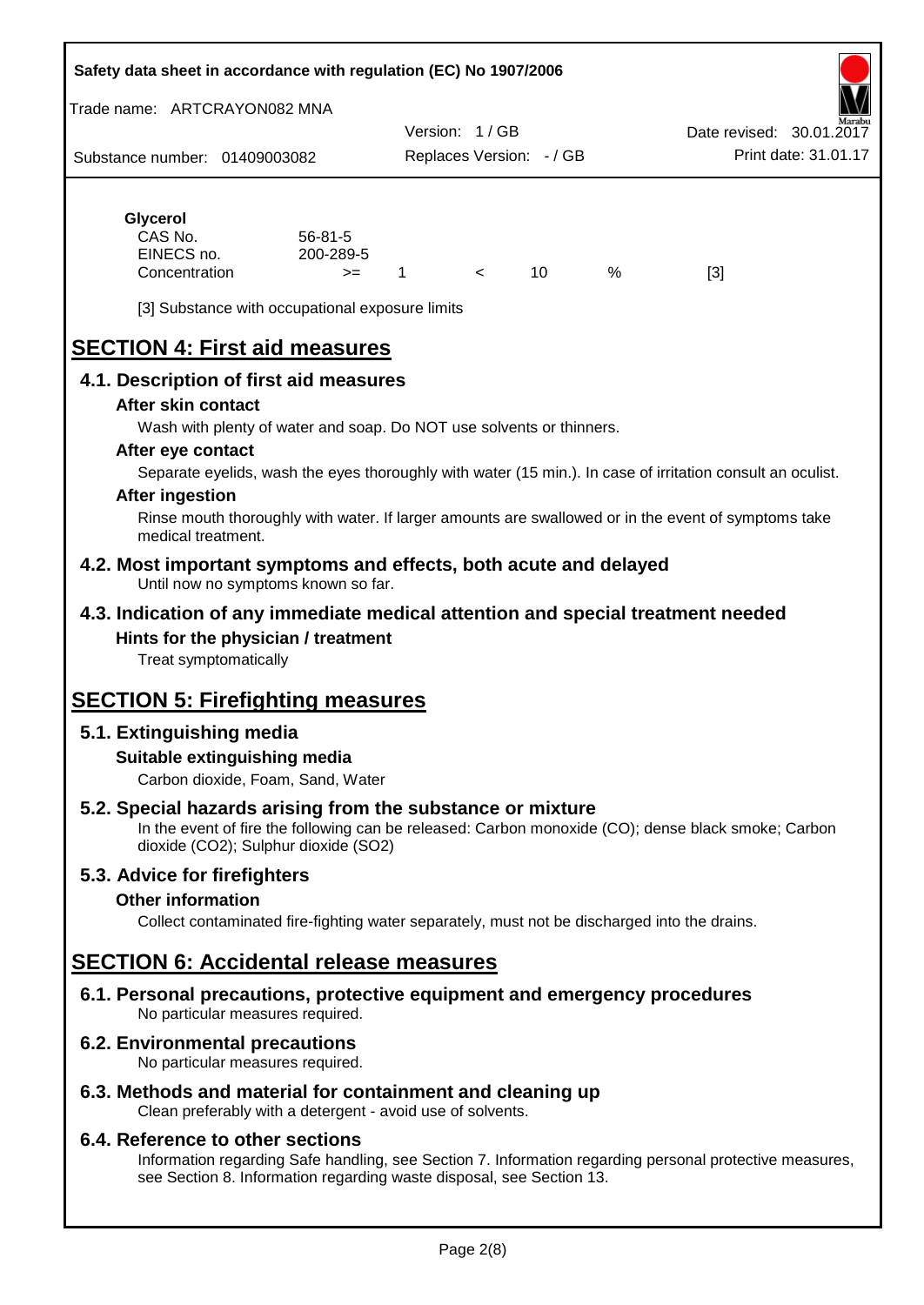**Glycerol**

| | | | | | | |
|---|---|---|---|---|---|---|
| CAS No. | 56-81-5 | | | | | |
| EINECS no. | 200-289-5 | | | | | |
| Concentration | >= | 1 | < | 10 | % | [3] |

[3] Substance with occupational exposure limits

# SECTION 4: First aid measures

## 4.1. Description of first aid measures

### After skin contact

Wash with plenty of water and soap. Do NOT use solvents or thinners.

### After eye contact

Separate eyelids, wash the eyes thoroughly with water (15 min.). In case of irritation consult an oculist.

### After ingestion

Rinse mouth thoroughly with water. If larger amounts are swallowed or in the event of symptoms take medical treatment.

## 4.2. Most important symptoms and effects, both acute and delayed

Until now no symptoms known so far.

## 4.3. Indication of any immediate medical attention and special treatment needed

### Hints for the physician / treatment

Treat symptomatically

# SECTION 5: Firefighting measures

## 5.1. Extinguishing media

### Suitable extinguishing media

Carbon dioxide, Foam, Sand, Water

## 5.2. Special hazards arising from the substance or mixture

In the event of fire the following can be released: Carbon monoxide (CO); dense black smoke; Carbon dioxide ($CO_2$); Sulphur dioxide ($SO_2$)

## 5.3. Advice for firefighters

### Other information

Collect contaminated fire-fighting water separately, must not be discharged into the drains.

# SECTION 6: Accidental release measures

## 6.1. Personal precautions, protective equipment and emergency procedures

No particular measures required.

## 6.2. Environmental precautions

No particular measures required.

## 6.3. Methods and material for containment and cleaning up

Clean preferably with a detergent - avoid use of solvents.

## 6.4. Reference to other sections

Information regarding Safe handling, see Section 7. Information regarding personal protective measures, see Section 8. Information regarding waste disposal, see Section 13.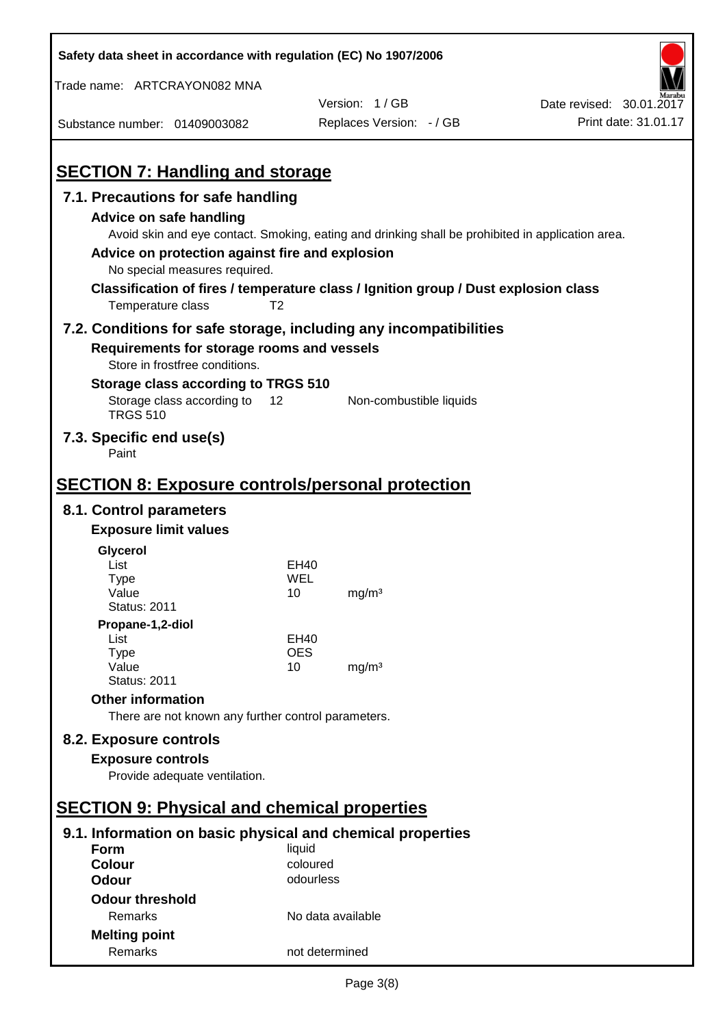## SECTION 7: Handling and storage

### 7.1. Precautions for safe handling

**Advice on safe handling**

Avoid skin and eye contact. Smoking, eating and drinking shall be prohibited in application area.

**Advice on protection against fire and explosion**

No special measures required.

**Classification of fires / temperature class / Ignition group / Dust explosion class**

| | |
|---|---|
| Temperature class | T2 |

### 7.2. Conditions for safe storage, including any incompatibilities

**Requirements for storage rooms and vessels**

Store in frostfree conditions.

**Storage class according to TRGS 510**

| | | |
|---|---|---|
| Storage class according to TRGS 510 | 12 | Non-combustible liquids |

### 7.3. Specific end use(s)

Paint

## SECTION 8: Exposure controls/personal protection

### 8.1. Control parameters

**Exposure limit values**

**Glycerol**

| | | |
|---|---|---|
| List | EH40 | |
| Type | WEL | |
| Value | 10 | mg/m³ |
| Status: 2011 | | |

**Propane-1,2-diol**

| | | |
|---|---|---|
| List | EH40 | |
| Type | OES | |
| Value | 10 | mg/m³ |
| Status: 2011 | | |

**Other information**

There are not known any further control parameters.

### 8.2. Exposure controls

**Exposure controls**

Provide adequate ventilation.

## SECTION 9: Physical and chemical properties

### 9.1. Information on basic physical and chemical properties

| | |
|---|---|
| **Form** | liquid |
| **Colour** | coloured |
| **Odour** | odourless |

**Odour threshold**

| | |
|---|---|
| Remarks | No data available |

**Melting point**

| | |
|---|---|
| Remarks | not determined |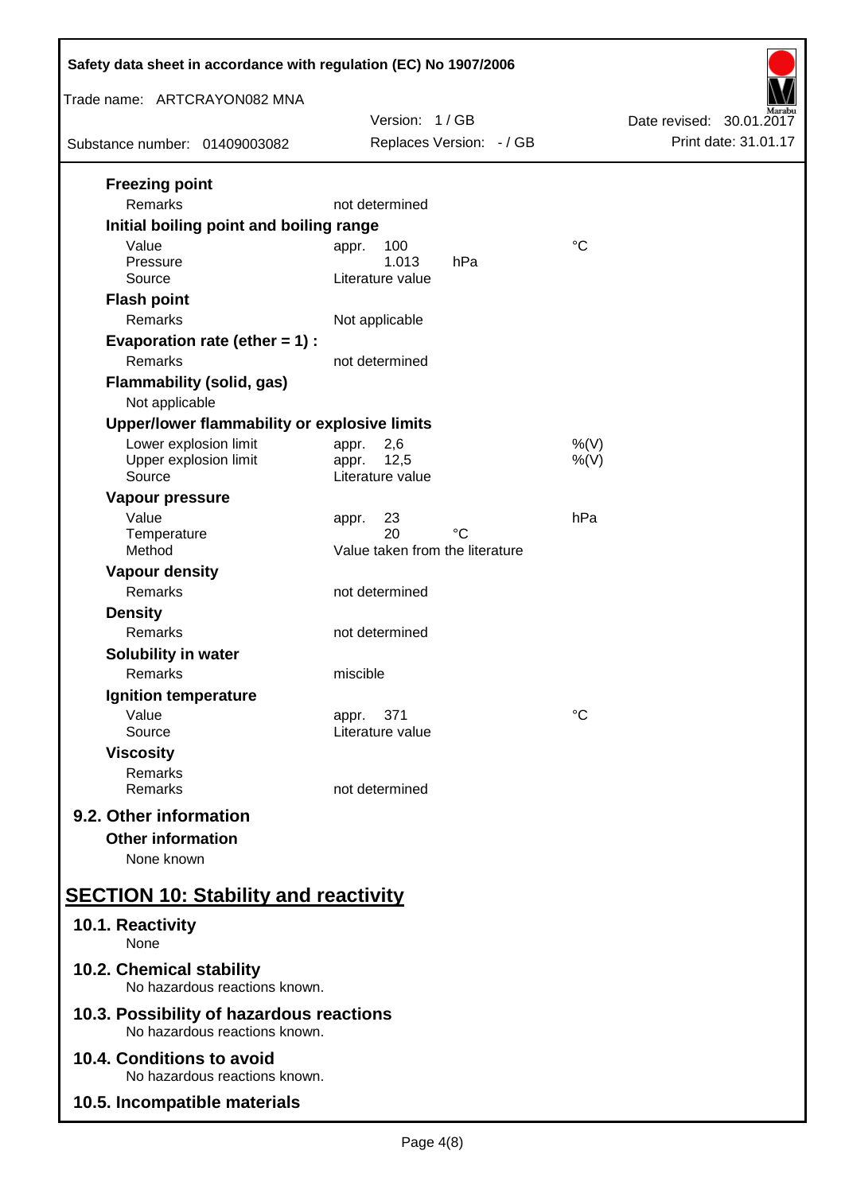**Freezing point**

| | | |
|---|---|---|
| Remarks | not determined | |

**Initial boiling point and boiling range**

| | | |
|---|---|---|
| Value | appr. 100 | °C |
| Pressure | 1.013 hPa | |
| Source | Literature value | |

**Flash point**

| | |
|---|---|
| Remarks | Not applicable |

**Evaporation rate (ether = 1) :**

| | |
|---|---|
| Remarks | not determined |

**Flammability (solid, gas)**

Not applicable

**Upper/lower flammability or explosive limits**

| | | |
|---|---|---|
| Lower explosion limit | appr. 2,6 | %(V) |
| Upper explosion limit | appr. 12,5 | %(V) |
| Source | Literature value | |

**Vapour pressure**

| | | |
|---|---|---|
| Value | appr. 23 | hPa |
| Temperature | 20 °C | |
| Method | Value taken from the literature | |

**Vapour density**

| | |
|---|---|
| Remarks | not determined |

**Density**

| | |
|---|---|
| Remarks | not determined |

**Solubility in water**

| | |
|---|---|
| Remarks | miscible |

**Ignition temperature**

| | | |
|---|---|---|
| Value | appr. 371 | °C |
| Source | Literature value | |

**Viscosity**

| | |
|---|---|
| Remarks | |
| Remarks | not determined |

### 9.2. Other information

**Other information**

None known

## SECTION 10: Stability and reactivity

### 10.1. Reactivity

None

### 10.2. Chemical stability

No hazardous reactions known.

### 10.3. Possibility of hazardous reactions

No hazardous reactions known.

### 10.4. Conditions to avoid

No hazardous reactions known.

### 10.5. Incompatible materials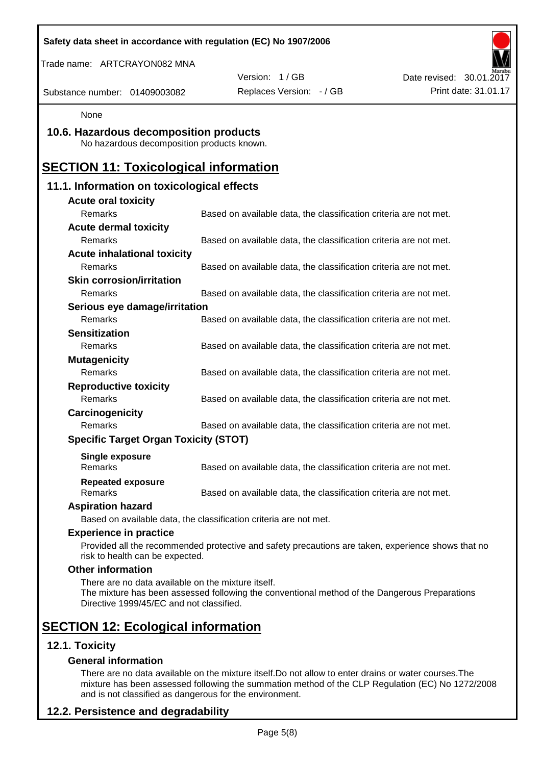None

### 10.6. Hazardous decomposition products

No hazardous decomposition products known.

## SECTION 11: Toxicological information

### 11.1. Information on toxicological effects

**Acute oral toxicity**

| Remarks | Based on available data, the classification criteria are not met. |
|---|---|

**Acute dermal toxicity**

| Remarks | Based on available data, the classification criteria are not met. |
|---|---|

**Acute inhalational toxicity**

| Remarks | Based on available data, the classification criteria are not met. |
|---|---|

**Skin corrosion/irritation**

| Remarks | Based on available data, the classification criteria are not met. |
|---|---|

**Serious eye damage/irritation**

| Remarks | Based on available data, the classification criteria are not met. |
|---|---|

**Sensitization**

| Remarks | Based on available data, the classification criteria are not met. |
|---|---|

**Mutagenicity**

| Remarks | Based on available data, the classification criteria are not met. |
|---|---|

**Reproductive toxicity**

| Remarks | Based on available data, the classification criteria are not met. |
|---|---|

**Carcinogenicity**

| Remarks | Based on available data, the classification criteria are not met. |
|---|---|

**Specific Target Organ Toxicity (STOT)**

**Single exposure**

| Remarks | Based on available data, the classification criteria are not met. |
|---|---|

**Repeated exposure**

| Remarks | Based on available data, the classification criteria are not met. |
|---|---|

**Aspiration hazard**

Based on available data, the classification criteria are not met.

**Experience in practice**

Provided all the recommended protective and safety precautions are taken, experience shows that no risk to health can be expected.

**Other information**

There are no data available on the mixture itself.
The mixture has been assessed following the conventional method of the Dangerous Preparations Directive 1999/45/EC and not classified.

## SECTION 12: Ecological information

### 12.1. Toxicity

**General information**

There are no data available on the mixture itself.Do not allow to enter drains or water courses.The mixture has been assessed following the summation method of the CLP Regulation (EC) No 1272/2008 and is not classified as dangerous for the environment.

### 12.2. Persistence and degradability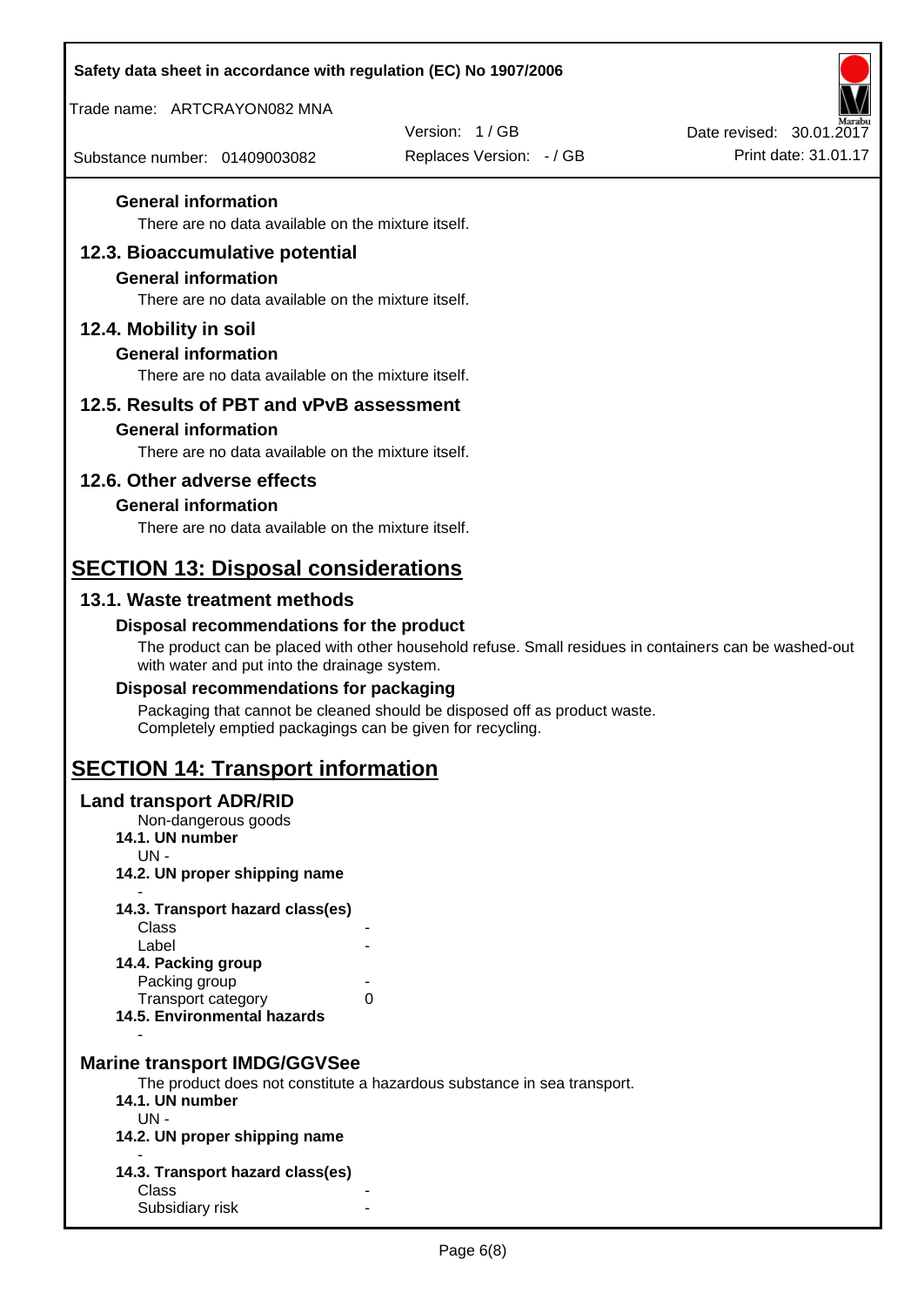### General information

There are no data available on the mixture itself.

## 12.3. Bioaccumulative potential

### General information

There are no data available on the mixture itself.

## 12.4. Mobility in soil

### General information

There are no data available on the mixture itself.

## 12.5. Results of PBT and vPvB assessment

### General information

There are no data available on the mixture itself.

## 12.6. Other adverse effects

### General information

There are no data available on the mixture itself.

# SECTION 13: Disposal considerations

## 13.1. Waste treatment methods

### Disposal recommendations for the product

The product can be placed with other household refuse. Small residues in containers can be washed-out with water and put into the drainage system.

### Disposal recommendations for packaging

Packaging that cannot be cleaned should be disposed off as product waste.
Completely emptied packagings can be given for recycling.

# SECTION 14: Transport information

## Land transport ADR/RID

Non-dangerous goods

**14.1. UN number**

UN -

**14.2. UN proper shipping name**

-

**14.3. Transport hazard class(es)**

| | |
|---|---|
| Class | - |
| Label | - |

**14.4. Packing group**

| | |
|---|---|
| Packing group | - |
| Transport category | 0 |

**14.5. Environmental hazards**

-

## Marine transport IMDG/GGVSee

The product does not constitute a hazardous substance in sea transport.

**14.1. UN number**

UN -

**14.2. UN proper shipping name**

-

**14.3. Transport hazard class(es)**

| | |
|---|---|
| Class | - |
| Subsidiary risk | - |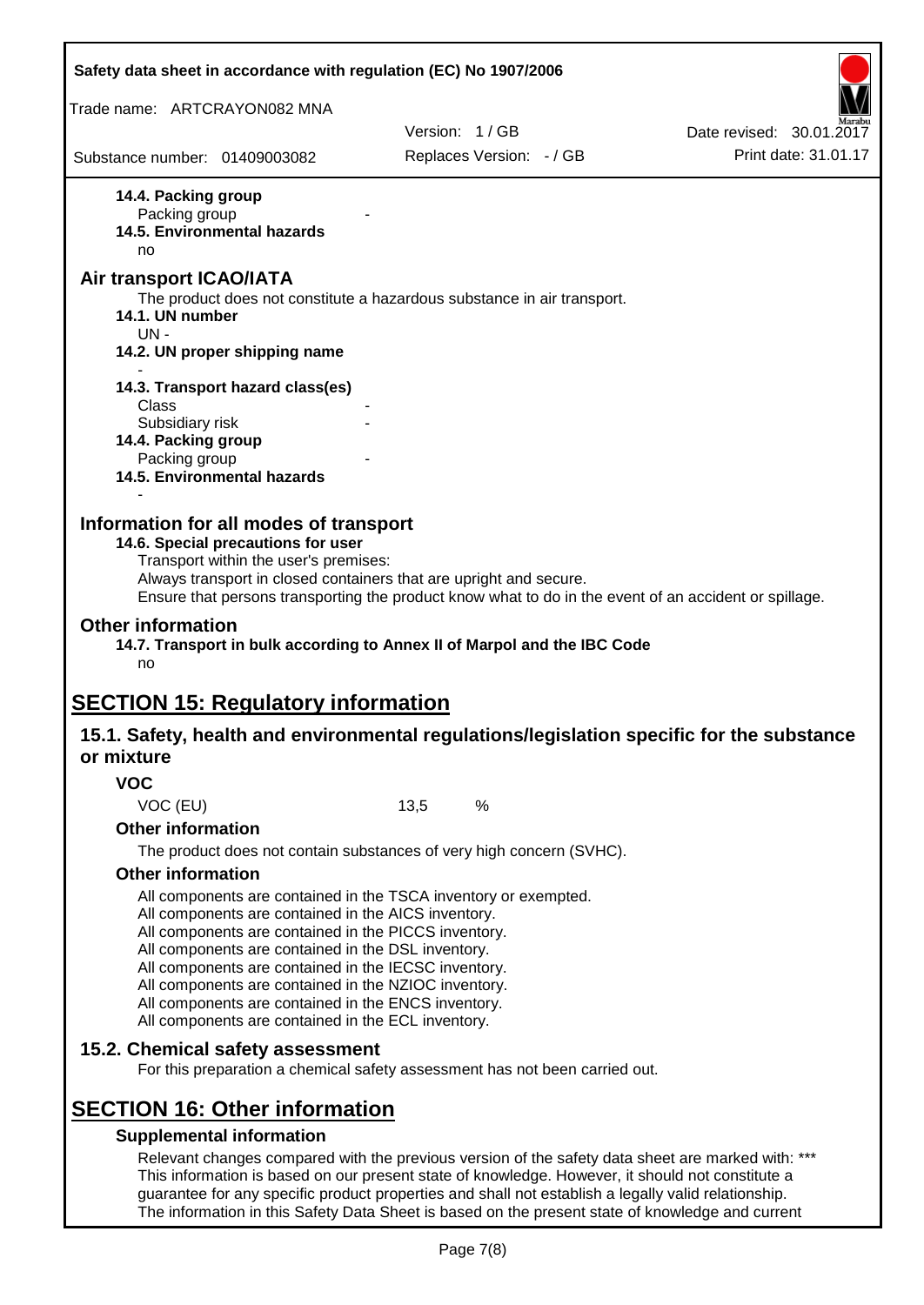**14.4. Packing group**

Packing group -

**14.5. Environmental hazards**

no

## Air transport ICAO/IATA

The product does not constitute a hazardous substance in air transport.

**14.1. UN number**

UN -

**14.2. UN proper shipping name**

-

**14.3. Transport hazard class(es)**

Class -

Subsidiary risk -

**14.4. Packing group**

Packing group -

**14.5. Environmental hazards**

-

## Information for all modes of transport

**14.6. Special precautions for user**

Transport within the user's premises:
Always transport in closed containers that are upright and secure.
Ensure that persons transporting the product know what to do in the event of an accident or spillage.

## Other information

**14.7. Transport in bulk according to Annex II of Marpol and the IBC Code**

no

# SECTION 15: Regulatory information

## 15.1. Safety, health and environmental regulations/legislation specific for the substance or mixture

### VOC

VOC (EU) 13,5 %

### Other information

The product does not contain substances of very high concern (SVHC).

### Other information

All components are contained in the TSCA inventory or exempted.
All components are contained in the AICS inventory.
All components are contained in the PICCS inventory.
All components are contained in the DSL inventory.
All components are contained in the IECSC inventory.
All components are contained in the NZIOC inventory.
All components are contained in the ENCS inventory.
All components are contained in the ECL inventory.

## 15.2. Chemical safety assessment

For this preparation a chemical safety assessment has not been carried out.

# SECTION 16: Other information

### Supplemental information

Relevant changes compared with the previous version of the safety data sheet are marked with: ***
This information is based on our present state of knowledge. However, it should not constitute a guarantee for any specific product properties and shall not establish a legally valid relationship.
The information in this Safety Data Sheet is based on the present state of knowledge and current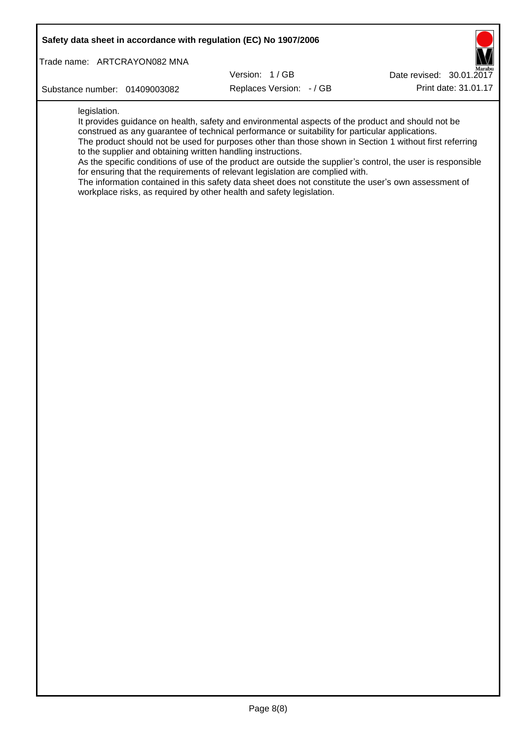legislation.

It provides guidance on health, safety and environmental aspects of the product and should not be construed as any guarantee of technical performance or suitability for particular applications.

The product should not be used for purposes other than those shown in Section 1 without first referring to the supplier and obtaining written handling instructions.

As the specific conditions of use of the product are outside the supplier's control, the user is responsible for ensuring that the requirements of relevant legislation are complied with.

The information contained in this safety data sheet does not constitute the user's own assessment of workplace risks, as required by other health and safety legislation.